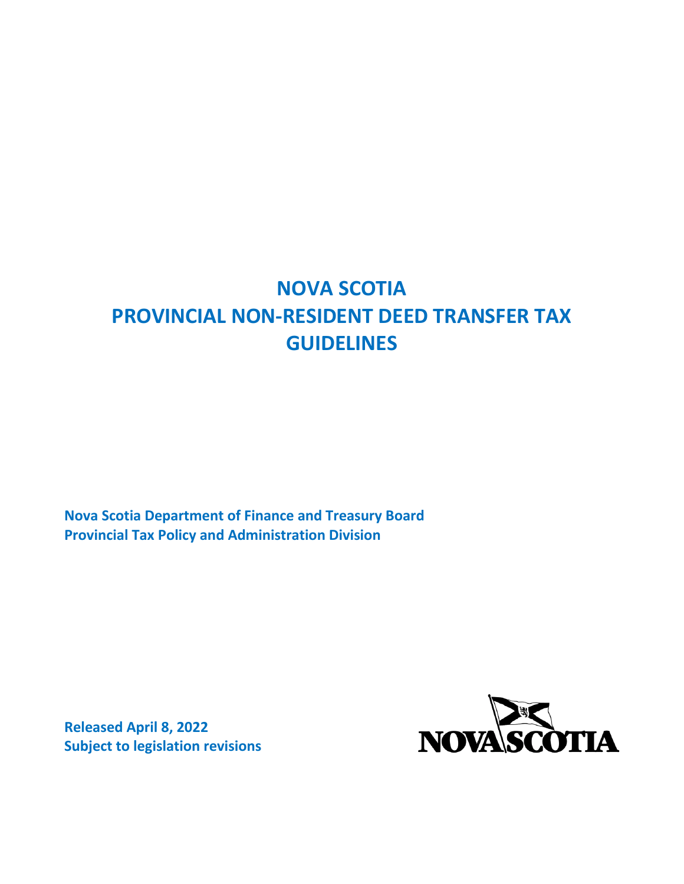# NOVA SCOTIA
# PROVINCIAL NON-RESIDENT DEED TRANSFER TAX GUIDELINES

**Nova Scotia Department of Finance and Treasury Board**
**Provincial Tax Policy and Administration Division**

**Released April 8, 2022**
**Subject to legislation revisions**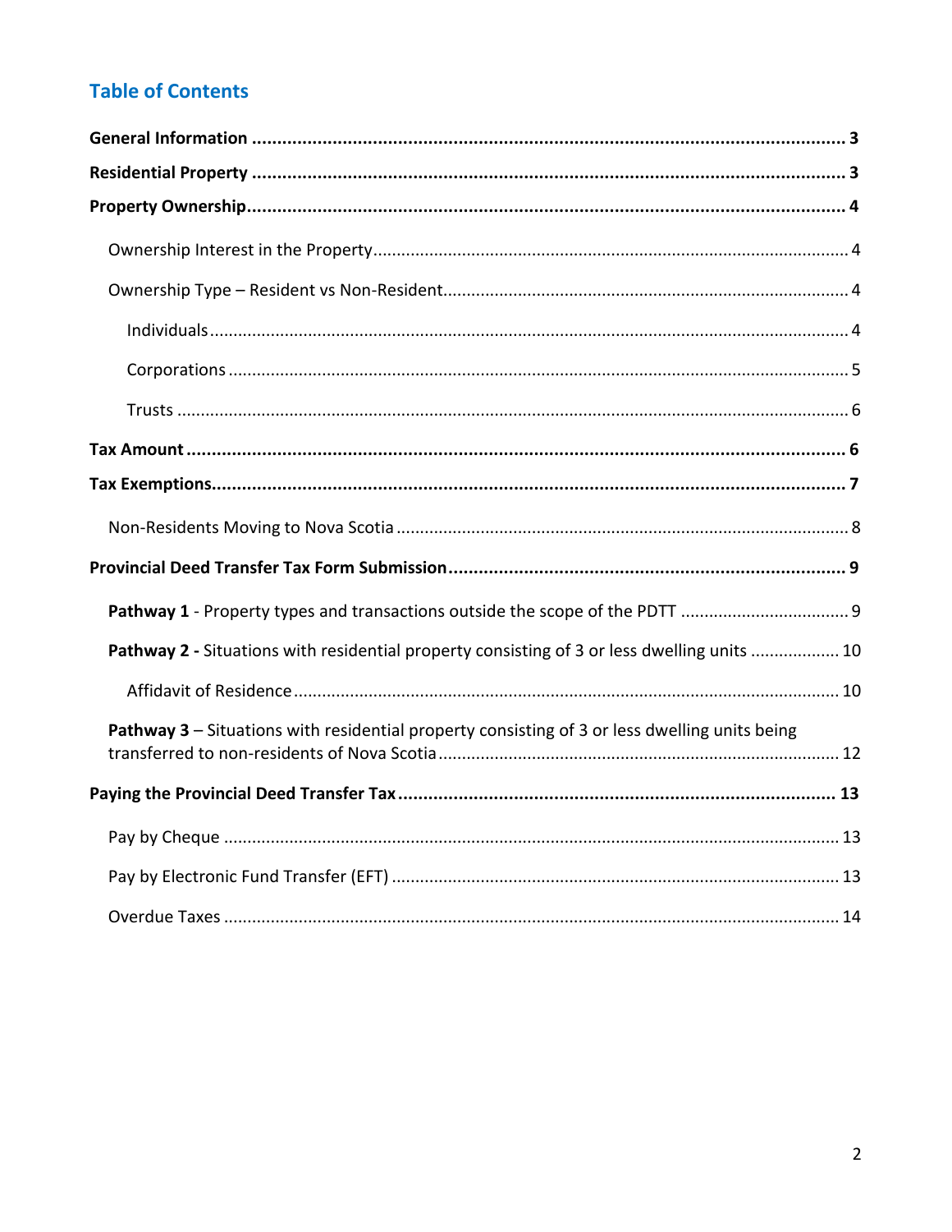## Table of Contents

**General Information** ............ 3

**Residential Property** ............ 3

**Property Ownership** ............ 4

- Ownership Interest in the Property ............ 4
- Ownership Type – Resident vs Non-Resident ............ 4
  - Individuals ............ 4
  - Corporations ............ 5
  - Trusts ............ 6

**Tax Amount** ............ 6

**Tax Exemptions** ............ 7

- Non-Residents Moving to Nova Scotia ............ 8

**Provincial Deed Transfer Tax Form Submission** ............ 9

- **Pathway 1** - Property types and transactions outside the scope of the PDTT ............ 9
- **Pathway 2 -** Situations with residential property consisting of 3 or less dwelling units ............ 10
  - Affidavit of Residence ............ 10
- **Pathway 3** – Situations with residential property consisting of 3 or less dwelling units being transferred to non-residents of Nova Scotia ............ 12

**Paying the Provincial Deed Transfer Tax** ............ 13

- Pay by Cheque ............ 13
- Pay by Electronic Fund Transfer (EFT) ............ 13
- Overdue Taxes ............ 14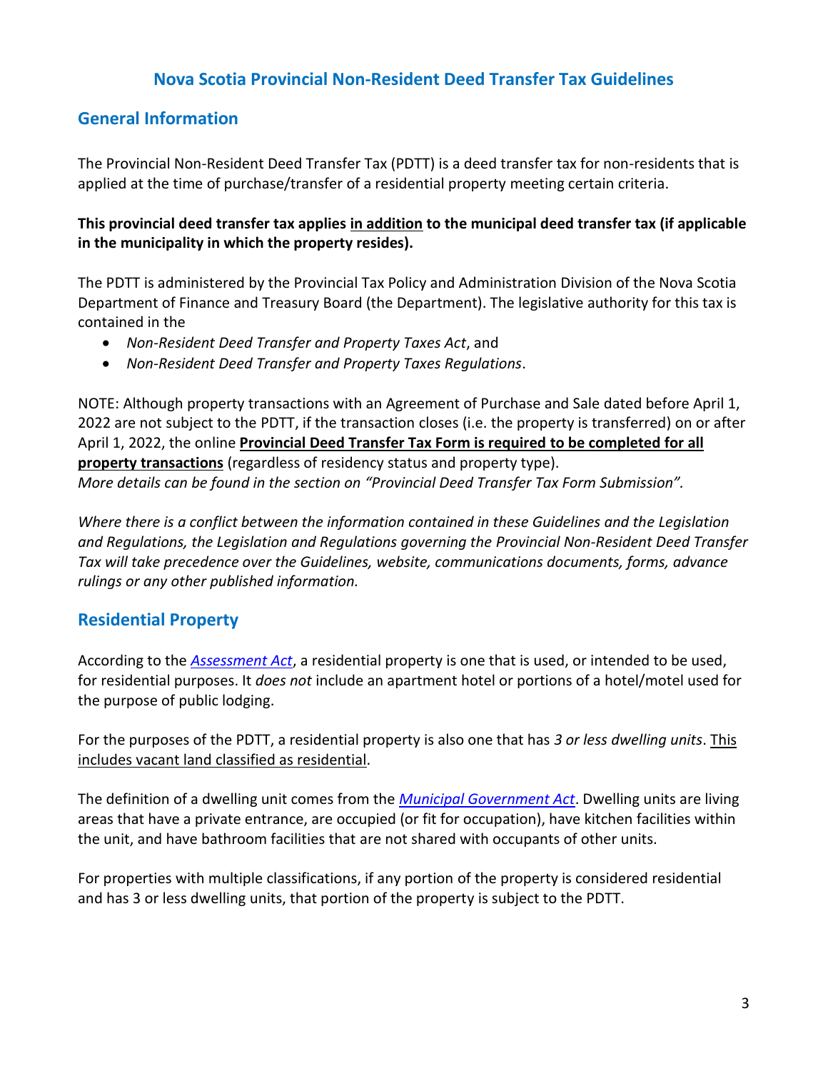# Nova Scotia Provincial Non-Resident Deed Transfer Tax Guidelines

## General Information

The Provincial Non-Resident Deed Transfer Tax (PDTT) is a deed transfer tax for non-residents that is applied at the time of purchase/transfer of a residential property meeting certain criteria.

**This provincial deed transfer tax applies in addition to the municipal deed transfer tax (if applicable in the municipality in which the property resides).**

The PDTT is administered by the Provincial Tax Policy and Administration Division of the Nova Scotia Department of Finance and Treasury Board (the Department). The legislative authority for this tax is contained in the

- *Non-Resident Deed Transfer and Property Taxes Act*, and
- *Non-Resident Deed Transfer and Property Taxes Regulations*.

NOTE: Although property transactions with an Agreement of Purchase and Sale dated before April 1, 2022 are not subject to the PDTT, if the transaction closes (i.e. the property is transferred) on or after April 1, 2022, the online **Provincial Deed Transfer Tax Form is required to be completed for all property transactions** (regardless of residency status and property type).
*More details can be found in the section on "Provincial Deed Transfer Tax Form Submission".*

*Where there is a conflict between the information contained in these Guidelines and the Legislation and Regulations, the Legislation and Regulations governing the Provincial Non-Resident Deed Transfer Tax will take precedence over the Guidelines, website, communications documents, forms, advance rulings or any other published information.*

## Residential Property

According to the *Assessment Act*, a residential property is one that is used, or intended to be used, for residential purposes. It *does not* include an apartment hotel or portions of a hotel/motel used for the purpose of public lodging.

For the purposes of the PDTT, a residential property is also one that has *3 or less dwelling units*. This includes vacant land classified as residential.

The definition of a dwelling unit comes from the *Municipal Government Act*. Dwelling units are living areas that have a private entrance, are occupied (or fit for occupation), have kitchen facilities within the unit, and have bathroom facilities that are not shared with occupants of other units.

For properties with multiple classifications, if any portion of the property is considered residential and has 3 or less dwelling units, that portion of the property is subject to the PDTT.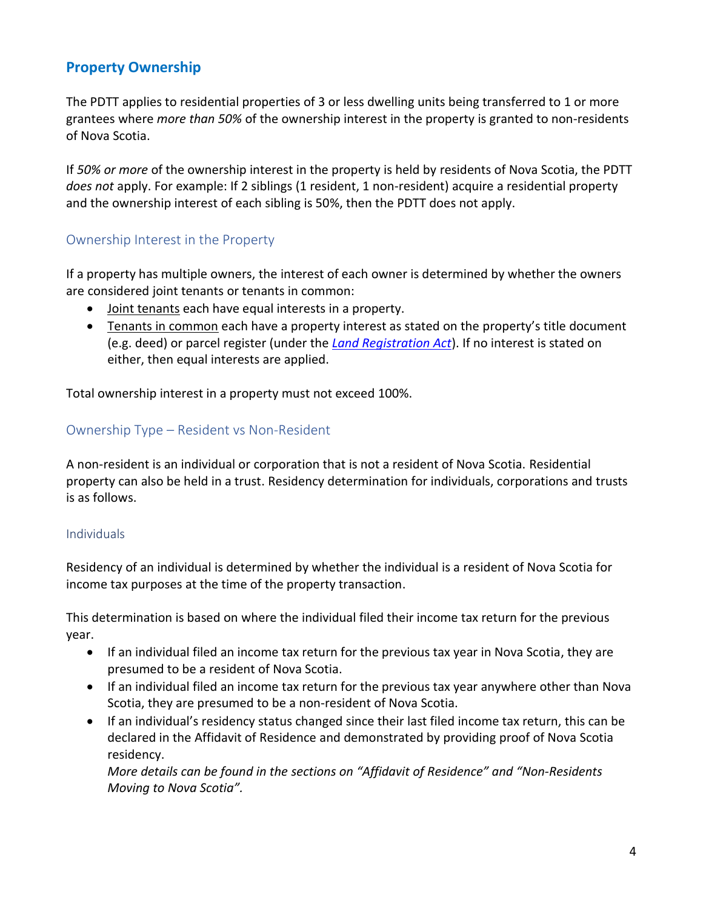## Property Ownership

The PDTT applies to residential properties of 3 or less dwelling units being transferred to 1 or more grantees where *more than 50%* of the ownership interest in the property is granted to non-residents of Nova Scotia.

If *50% or more* of the ownership interest in the property is held by residents of Nova Scotia, the PDTT *does not* apply. For example: If 2 siblings (1 resident, 1 non-resident) acquire a residential property and the ownership interest of each sibling is 50%, then the PDTT does not apply.

### Ownership Interest in the Property

If a property has multiple owners, the interest of each owner is determined by whether the owners are considered joint tenants or tenants in common:

- Joint tenants each have equal interests in a property.
- Tenants in common each have a property interest as stated on the property's title document (e.g. deed) or parcel register (under the *Land Registration Act*). If no interest is stated on either, then equal interests are applied.

Total ownership interest in a property must not exceed 100%.

### Ownership Type – Resident vs Non-Resident

A non-resident is an individual or corporation that is not a resident of Nova Scotia. Residential property can also be held in a trust. Residency determination for individuals, corporations and trusts is as follows.

#### Individuals

Residency of an individual is determined by whether the individual is a resident of Nova Scotia for income tax purposes at the time of the property transaction.

This determination is based on where the individual filed their income tax return for the previous year.

- If an individual filed an income tax return for the previous tax year in Nova Scotia, they are presumed to be a resident of Nova Scotia.
- If an individual filed an income tax return for the previous tax year anywhere other than Nova Scotia, they are presumed to be a non-resident of Nova Scotia.
- If an individual's residency status changed since their last filed income tax return, this can be declared in the Affidavit of Residence and demonstrated by providing proof of Nova Scotia residency.
  *More details can be found in the sections on "Affidavit of Residence" and "Non-Residents Moving to Nova Scotia".*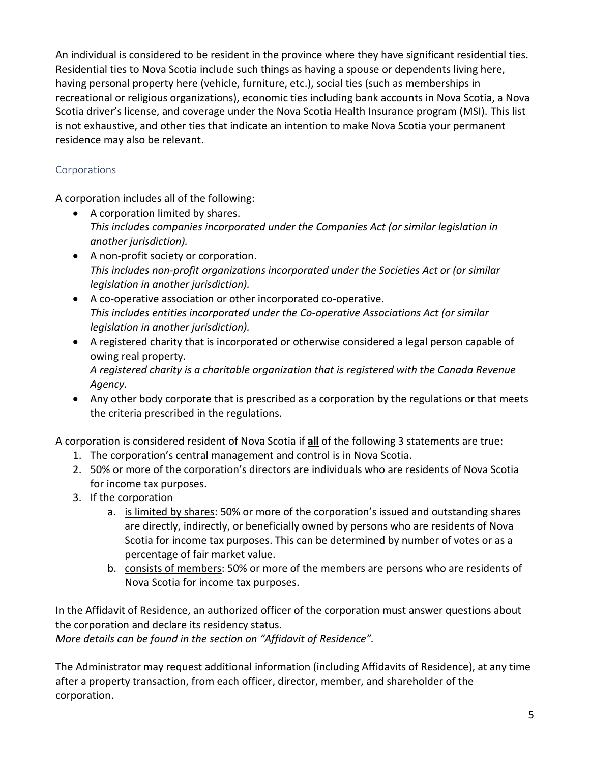An individual is considered to be resident in the province where they have significant residential ties. Residential ties to Nova Scotia include such things as having a spouse or dependents living here, having personal property here (vehicle, furniture, etc.), social ties (such as memberships in recreational or religious organizations), economic ties including bank accounts in Nova Scotia, a Nova Scotia driver's license, and coverage under the Nova Scotia Health Insurance program (MSI). This list is not exhaustive, and other ties that indicate an intention to make Nova Scotia your permanent residence may also be relevant.

### Corporations

A corporation includes all of the following:

- A corporation limited by shares.
  *This includes companies incorporated under the Companies Act (or similar legislation in another jurisdiction).*
- A non-profit society or corporation.
  *This includes non-profit organizations incorporated under the Societies Act or (or similar legislation in another jurisdiction).*
- A co-operative association or other incorporated co-operative.
  *This includes entities incorporated under the Co-operative Associations Act (or similar legislation in another jurisdiction).*
- A registered charity that is incorporated or otherwise considered a legal person capable of owing real property.
  *A registered charity is a charitable organization that is registered with the Canada Revenue Agency.*
- Any other body corporate that is prescribed as a corporation by the regulations or that meets the criteria prescribed in the regulations.

A corporation is considered resident of Nova Scotia if **all** of the following 3 statements are true:

1. The corporation's central management and control is in Nova Scotia.
2. 50% or more of the corporation's directors are individuals who are residents of Nova Scotia for income tax purposes.
3. If the corporation
   a. is limited by shares: 50% or more of the corporation's issued and outstanding shares are directly, indirectly, or beneficially owned by persons who are residents of Nova Scotia for income tax purposes. This can be determined by number of votes or as a percentage of fair market value.
   b. consists of members: 50% or more of the members are persons who are residents of Nova Scotia for income tax purposes.

In the Affidavit of Residence, an authorized officer of the corporation must answer questions about the corporation and declare its residency status.
*More details can be found in the section on "Affidavit of Residence".*

The Administrator may request additional information (including Affidavits of Residence), at any time after a property transaction, from each officer, director, member, and shareholder of the corporation.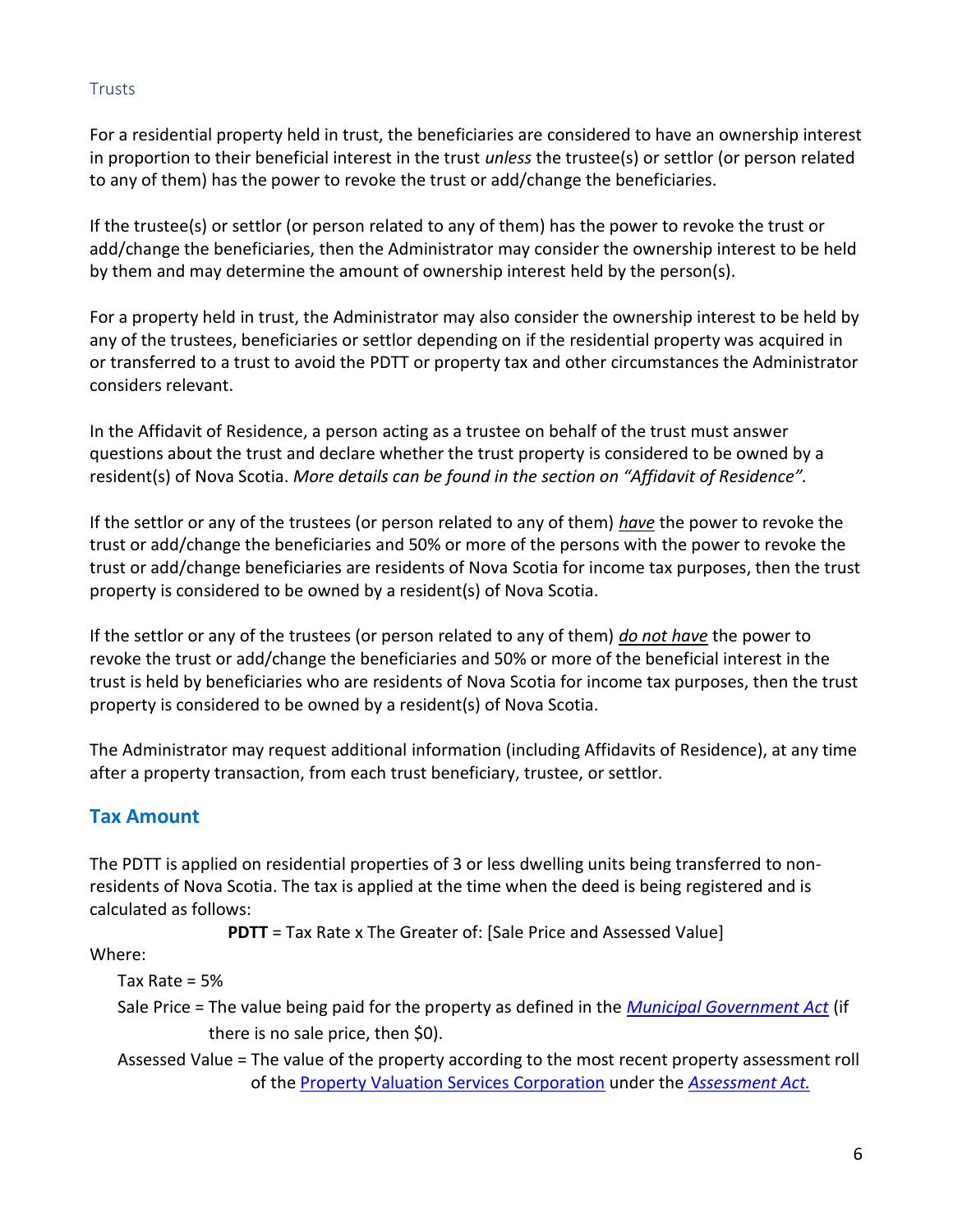### Trusts

For a residential property held in trust, the beneficiaries are considered to have an ownership interest in proportion to their beneficial interest in the trust *unless* the trustee(s) or settlor (or person related to any of them) has the power to revoke the trust or add/change the beneficiaries.

If the trustee(s) or settlor (or person related to any of them) has the power to revoke the trust or add/change the beneficiaries, then the Administrator may consider the ownership interest to be held by them and may determine the amount of ownership interest held by the person(s).

For a property held in trust, the Administrator may also consider the ownership interest to be held by any of the trustees, beneficiaries or settlor depending on if the residential property was acquired in or transferred to a trust to avoid the PDTT or property tax and other circumstances the Administrator considers relevant.

In the Affidavit of Residence, a person acting as a trustee on behalf of the trust must answer questions about the trust and declare whether the trust property is considered to be owned by a resident(s) of Nova Scotia. *More details can be found in the section on "Affidavit of Residence".*

If the settlor or any of the trustees (or person related to any of them) ***have*** the power to revoke the trust or add/change the beneficiaries and 50% or more of the persons with the power to revoke the trust or add/change beneficiaries are residents of Nova Scotia for income tax purposes, then the trust property is considered to be owned by a resident(s) of Nova Scotia.

If the settlor or any of the trustees (or person related to any of them) ***do not have*** the power to revoke the trust or add/change the beneficiaries and 50% or more of the beneficial interest in the trust is held by beneficiaries who are residents of Nova Scotia for income tax purposes, then the trust property is considered to be owned by a resident(s) of Nova Scotia.

The Administrator may request additional information (including Affidavits of Residence), at any time after a property transaction, from each trust beneficiary, trustee, or settlor.

## Tax Amount

The PDTT is applied on residential properties of 3 or less dwelling units being transferred to non-residents of Nova Scotia. The tax is applied at the time when the deed is being registered and is calculated as follows:

**PDTT** = Tax Rate x The Greater of: [Sale Price and Assessed Value]

Where:

Tax Rate = 5%

Sale Price = The value being paid for the property as defined in the *Municipal Government Act* (if there is no sale price, then $0).

Assessed Value = The value of the property according to the most recent property assessment roll of the Property Valuation Services Corporation under the *Assessment Act.*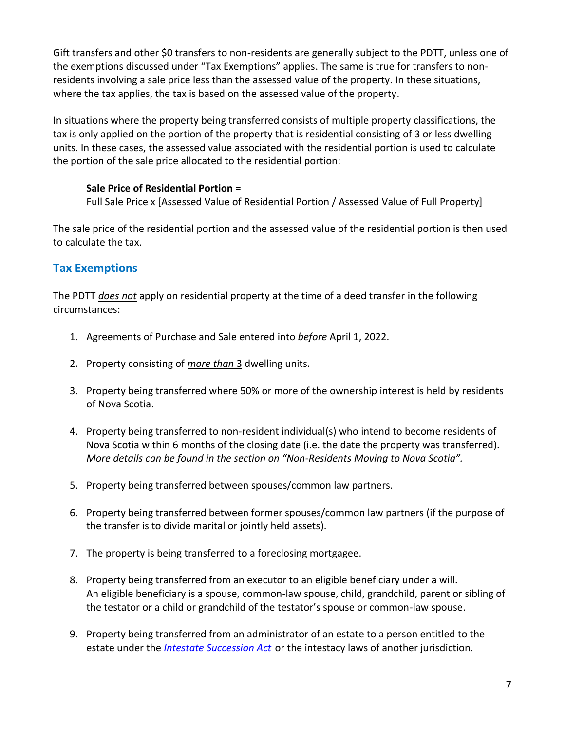Gift transfers and other $0 transfers to non-residents are generally subject to the PDTT, unless one of the exemptions discussed under "Tax Exemptions" applies. The same is true for transfers to non-residents involving a sale price less than the assessed value of the property. In these situations, where the tax applies, the tax is based on the assessed value of the property.

In situations where the property being transferred consists of multiple property classifications, the tax is only applied on the portion of the property that is residential consisting of 3 or less dwelling units. In these cases, the assessed value associated with the residential portion is used to calculate the portion of the sale price allocated to the residential portion:

> **Sale Price of Residential Portion** =
> Full Sale Price x [Assessed Value of Residential Portion / Assessed Value of Full Property]

The sale price of the residential portion and the assessed value of the residential portion is then used to calculate the tax.

## Tax Exemptions

The PDTT ***does not*** apply on residential property at the time of a deed transfer in the following circumstances:

1. Agreements of Purchase and Sale entered into ***before*** April 1, 2022.

2. Property consisting of *more than* 3 dwelling units.

3. Property being transferred where 50% or more of the ownership interest is held by residents of Nova Scotia.

4. Property being transferred to non-resident individual(s) who intend to become residents of Nova Scotia within 6 months of the closing date (i.e. the date the property was transferred). *More details can be found in the section on "Non-Residents Moving to Nova Scotia".*

5. Property being transferred between spouses/common law partners.

6. Property being transferred between former spouses/common law partners (if the purpose of the transfer is to divide marital or jointly held assets).

7. The property is being transferred to a foreclosing mortgagee.

8. Property being transferred from an executor to an eligible beneficiary under a will. An eligible beneficiary is a spouse, common-law spouse, child, grandchild, parent or sibling of the testator or a child or grandchild of the testator's spouse or common-law spouse.

9. Property being transferred from an administrator of an estate to a person entitled to the estate under the *Intestate Succession Act* or the intestacy laws of another jurisdiction.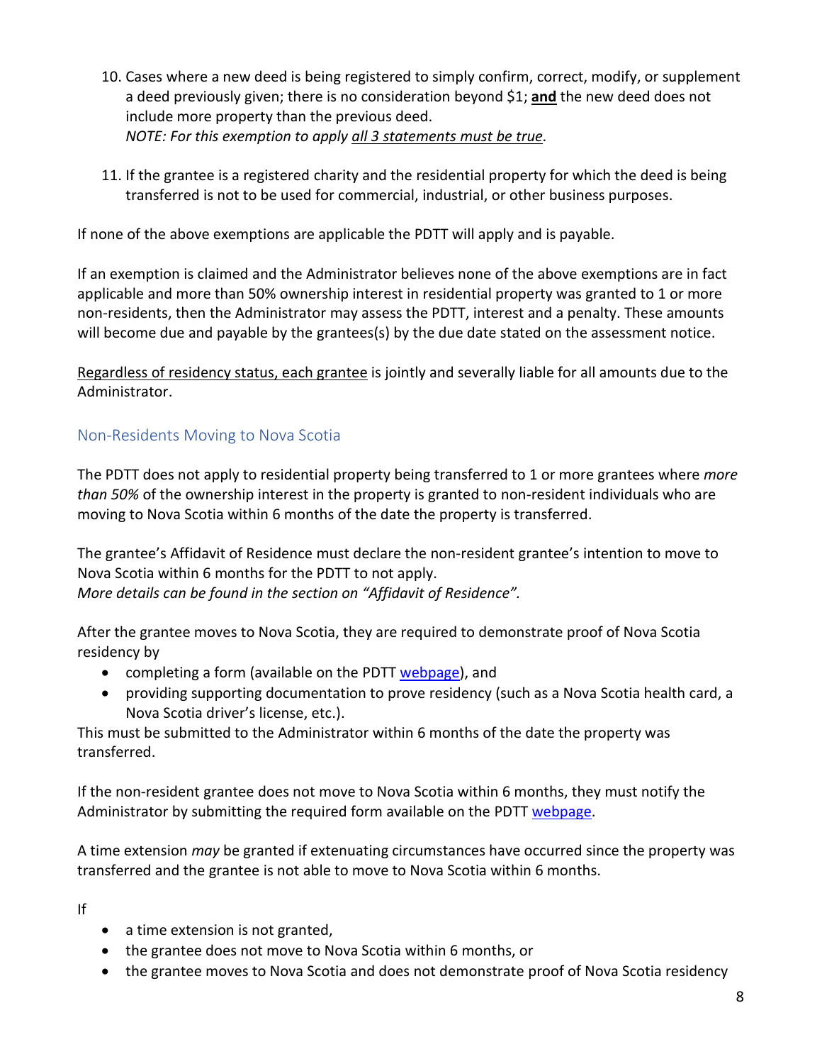10. Cases where a new deed is being registered to simply confirm, correct, modify, or supplement a deed previously given; there is no consideration beyond $1; **and** the new deed does not include more property than the previous deed.
    *NOTE: For this exemption to apply all 3 statements must be true.*

11. If the grantee is a registered charity and the residential property for which the deed is being transferred is not to be used for commercial, industrial, or other business purposes.

If none of the above exemptions are applicable the PDTT will apply and is payable.

If an exemption is claimed and the Administrator believes none of the above exemptions are in fact applicable and more than 50% ownership interest in residential property was granted to 1 or more non-residents, then the Administrator may assess the PDTT, interest and a penalty. These amounts will become due and payable by the grantees(s) by the due date stated on the assessment notice.

Regardless of residency status, each grantee is jointly and severally liable for all amounts due to the Administrator.

## Non-Residents Moving to Nova Scotia

The PDTT does not apply to residential property being transferred to 1 or more grantees where *more than 50%* of the ownership interest in the property is granted to non-resident individuals who are moving to Nova Scotia within 6 months of the date the property is transferred.

The grantee's Affidavit of Residence must declare the non-resident grantee's intention to move to Nova Scotia within 6 months for the PDTT to not apply.
*More details can be found in the section on "Affidavit of Residence".*

After the grantee moves to Nova Scotia, they are required to demonstrate proof of Nova Scotia residency by

- completing a form (available on the PDTT webpage), and
- providing supporting documentation to prove residency (such as a Nova Scotia health card, a Nova Scotia driver's license, etc.).

This must be submitted to the Administrator within 6 months of the date the property was transferred.

If the non-resident grantee does not move to Nova Scotia within 6 months, they must notify the Administrator by submitting the required form available on the PDTT webpage.

A time extension *may* be granted if extenuating circumstances have occurred since the property was transferred and the grantee is not able to move to Nova Scotia within 6 months.

If

- a time extension is not granted,
- the grantee does not move to Nova Scotia within 6 months, or
- the grantee moves to Nova Scotia and does not demonstrate proof of Nova Scotia residency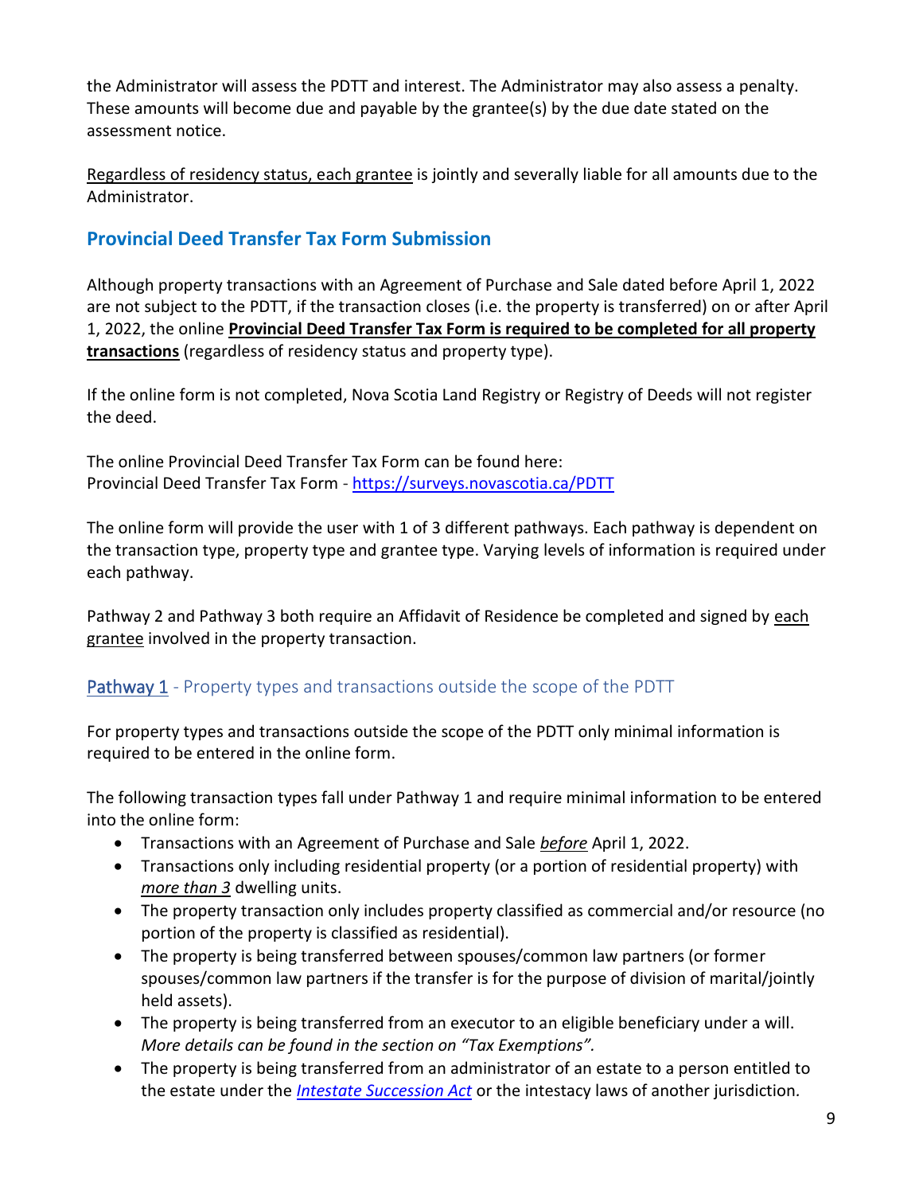the Administrator will assess the PDTT and interest. The Administrator may also assess a penalty. These amounts will become due and payable by the grantee(s) by the due date stated on the assessment notice.

<u>Regardless of residency status, each grantee</u> is jointly and severally liable for all amounts due to the Administrator.

## Provincial Deed Transfer Tax Form Submission

Although property transactions with an Agreement of Purchase and Sale dated before April 1, 2022 are not subject to the PDTT, if the transaction closes (i.e. the property is transferred) on or after April 1, 2022, the online **<u>Provincial Deed Transfer Tax Form is required to be completed for all property transactions</u>** (regardless of residency status and property type).

If the online form is not completed, Nova Scotia Land Registry or Registry of Deeds will not register the deed.

The online Provincial Deed Transfer Tax Form can be found here:
Provincial Deed Transfer Tax Form - [https://surveys.novascotia.ca/PDTT](https://surveys.novascotia.ca/PDTT)

The online form will provide the user with 1 of 3 different pathways. Each pathway is dependent on the transaction type, property type and grantee type. Varying levels of information is required under each pathway.

Pathway 2 and Pathway 3 both require an Affidavit of Residence be completed and signed by <u>each grantee</u> involved in the property transaction.

### <u>Pathway 1</u> - Property types and transactions outside the scope of the PDTT

For property types and transactions outside the scope of the PDTT only minimal information is required to be entered in the online form.

The following transaction types fall under Pathway 1 and require minimal information to be entered into the online form:

- Transactions with an Agreement of Purchase and Sale *<u>before</u>* April 1, 2022.
- Transactions only including residential property (or a portion of residential property) with *<u>more than 3</u>* dwelling units.
- The property transaction only includes property classified as commercial and/or resource (no portion of the property is classified as residential).
- The property is being transferred between spouses/common law partners (or former spouses/common law partners if the transfer is for the purpose of division of marital/jointly held assets).
- The property is being transferred from an executor to an eligible beneficiary under a will. *More details can be found in the section on "Tax Exemptions".*
- The property is being transferred from an administrator of an estate to a person entitled to the estate under the *Intestate Succession Act* or the intestacy laws of another jurisdiction.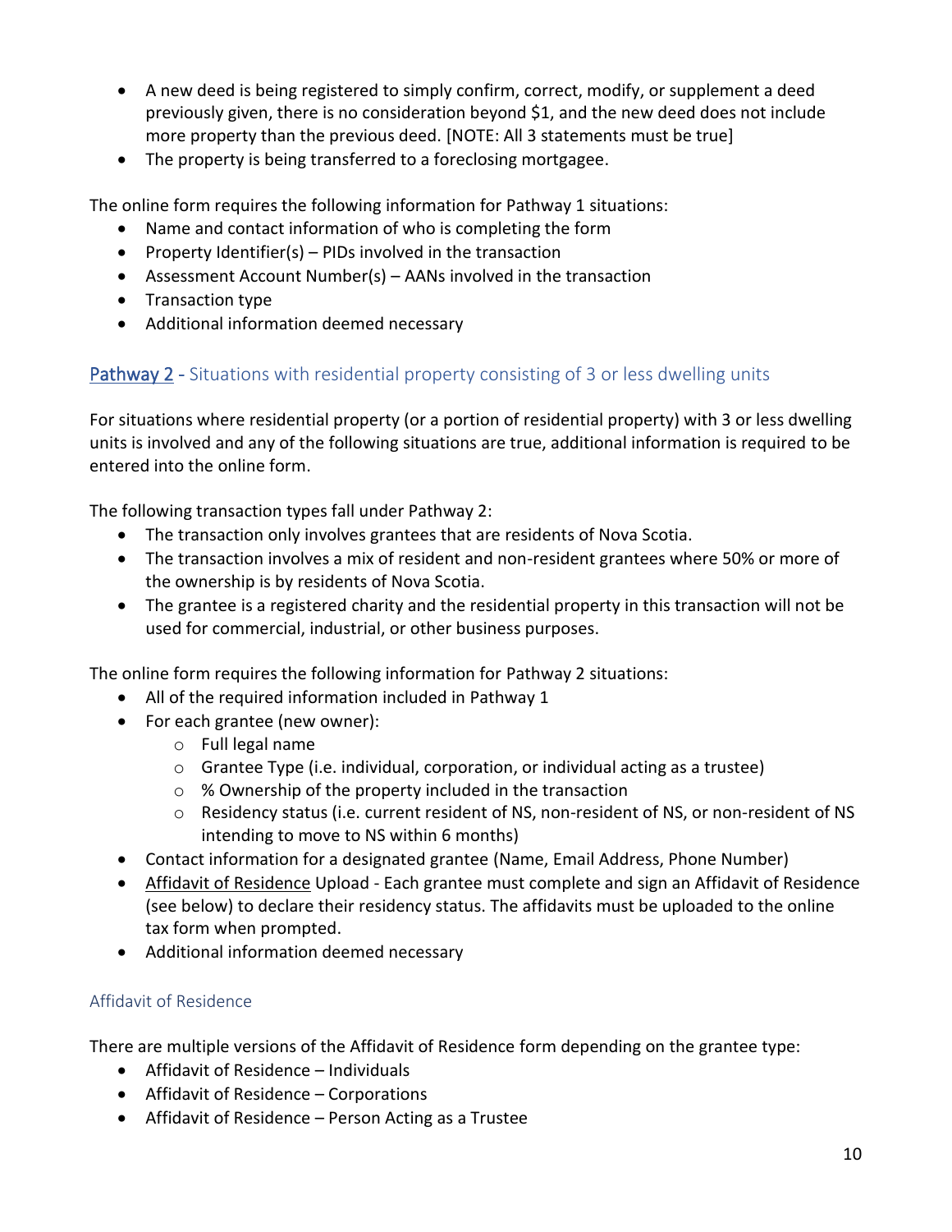- A new deed is being registered to simply confirm, correct, modify, or supplement a deed previously given, there is no consideration beyond $1, and the new deed does not include more property than the previous deed. [NOTE: All 3 statements must be true]
- The property is being transferred to a foreclosing mortgagee.

The online form requires the following information for Pathway 1 situations:

- Name and contact information of who is completing the form
- Property Identifier(s) – PIDs involved in the transaction
- Assessment Account Number(s) – AANs involved in the transaction
- Transaction type
- Additional information deemed necessary

## Pathway 2 - Situations with residential property consisting of 3 or less dwelling units

For situations where residential property (or a portion of residential property) with 3 or less dwelling units is involved and any of the following situations are true, additional information is required to be entered into the online form.

The following transaction types fall under Pathway 2:

- The transaction only involves grantees that are residents of Nova Scotia.
- The transaction involves a mix of resident and non-resident grantees where 50% or more of the ownership is by residents of Nova Scotia.
- The grantee is a registered charity and the residential property in this transaction will not be used for commercial, industrial, or other business purposes.

The online form requires the following information for Pathway 2 situations:

- All of the required information included in Pathway 1
- For each grantee (new owner):
  - Full legal name
  - Grantee Type (i.e. individual, corporation, or individual acting as a trustee)
  - % Ownership of the property included in the transaction
  - Residency status (i.e. current resident of NS, non-resident of NS, or non-resident of NS intending to move to NS within 6 months)
- Contact information for a designated grantee (Name, Email Address, Phone Number)
- Affidavit of Residence Upload - Each grantee must complete and sign an Affidavit of Residence (see below) to declare their residency status. The affidavits must be uploaded to the online tax form when prompted.
- Additional information deemed necessary

### Affidavit of Residence

There are multiple versions of the Affidavit of Residence form depending on the grantee type:

- Affidavit of Residence – Individuals
- Affidavit of Residence – Corporations
- Affidavit of Residence – Person Acting as a Trustee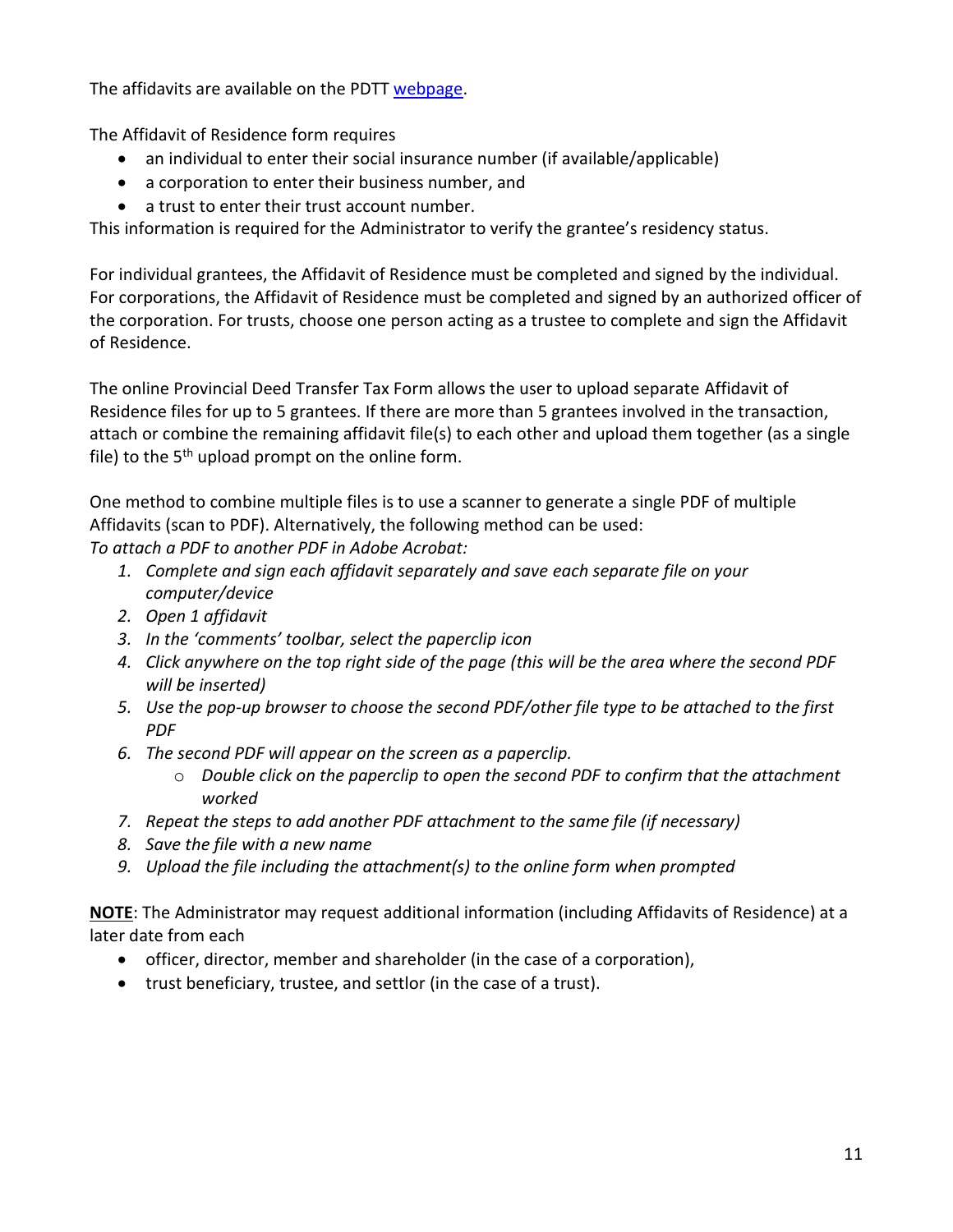The affidavits are available on the PDTT webpage.

The Affidavit of Residence form requires

- an individual to enter their social insurance number (if available/applicable)
- a corporation to enter their business number, and
- a trust to enter their trust account number.

This information is required for the Administrator to verify the grantee's residency status.

For individual grantees, the Affidavit of Residence must be completed and signed by the individual. For corporations, the Affidavit of Residence must be completed and signed by an authorized officer of the corporation. For trusts, choose one person acting as a trustee to complete and sign the Affidavit of Residence.

The online Provincial Deed Transfer Tax Form allows the user to upload separate Affidavit of Residence files for up to 5 grantees. If there are more than 5 grantees involved in the transaction, attach or combine the remaining affidavit file(s) to each other and upload them together (as a single file) to the 5th upload prompt on the online form.

One method to combine multiple files is to use a scanner to generate a single PDF of multiple Affidavits (scan to PDF). Alternatively, the following method can be used:

*To attach a PDF to another PDF in Adobe Acrobat:*

1. *Complete and sign each affidavit separately and save each separate file on your computer/device*
2. *Open 1 affidavit*
3. *In the 'comments' toolbar, select the paperclip icon*
4. *Click anywhere on the top right side of the page (this will be the area where the second PDF will be inserted)*
5. *Use the pop-up browser to choose the second PDF/other file type to be attached to the first PDF*
6. *The second PDF will appear on the screen as a paperclip.*
    - *Double click on the paperclip to open the second PDF to confirm that the attachment worked*
7. *Repeat the steps to add another PDF attachment to the same file (if necessary)*
8. *Save the file with a new name*
9. *Upload the file including the attachment(s) to the online form when prompted*

**NOTE**: The Administrator may request additional information (including Affidavits of Residence) at a later date from each

- officer, director, member and shareholder (in the case of a corporation),
- trust beneficiary, trustee, and settlor (in the case of a trust).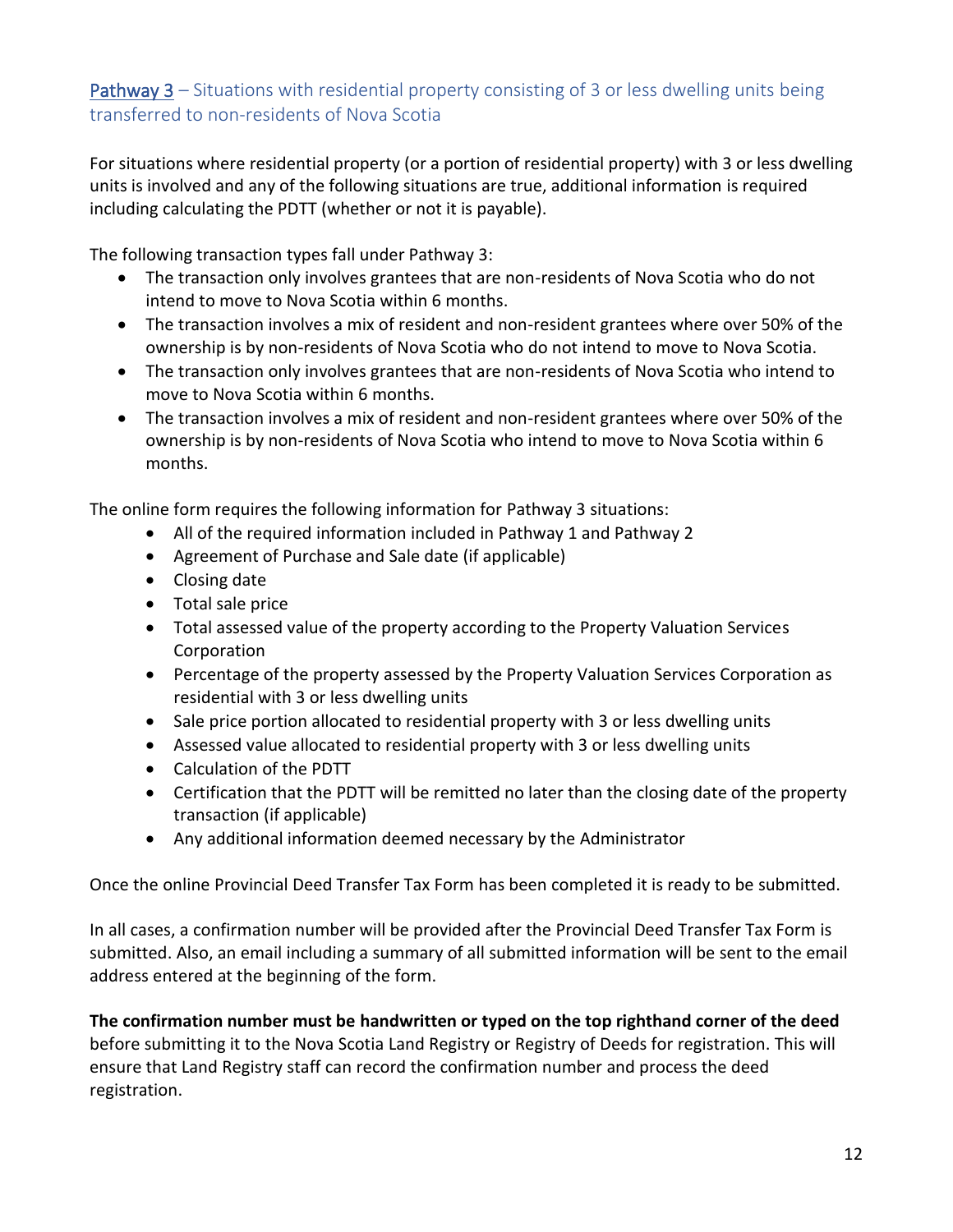## Pathway 3 – Situations with residential property consisting of 3 or less dwelling units being transferred to non-residents of Nova Scotia

For situations where residential property (or a portion of residential property) with 3 or less dwelling units is involved and any of the following situations are true, additional information is required including calculating the PDTT (whether or not it is payable).

The following transaction types fall under Pathway 3:

- The transaction only involves grantees that are non-residents of Nova Scotia who do not intend to move to Nova Scotia within 6 months.
- The transaction involves a mix of resident and non-resident grantees where over 50% of the ownership is by non-residents of Nova Scotia who do not intend to move to Nova Scotia.
- The transaction only involves grantees that are non-residents of Nova Scotia who intend to move to Nova Scotia within 6 months.
- The transaction involves a mix of resident and non-resident grantees where over 50% of the ownership is by non-residents of Nova Scotia who intend to move to Nova Scotia within 6 months.

The online form requires the following information for Pathway 3 situations:

- All of the required information included in Pathway 1 and Pathway 2
- Agreement of Purchase and Sale date (if applicable)
- Closing date
- Total sale price
- Total assessed value of the property according to the Property Valuation Services Corporation
- Percentage of the property assessed by the Property Valuation Services Corporation as residential with 3 or less dwelling units
- Sale price portion allocated to residential property with 3 or less dwelling units
- Assessed value allocated to residential property with 3 or less dwelling units
- Calculation of the PDTT
- Certification that the PDTT will be remitted no later than the closing date of the property transaction (if applicable)
- Any additional information deemed necessary by the Administrator

Once the online Provincial Deed Transfer Tax Form has been completed it is ready to be submitted.

In all cases, a confirmation number will be provided after the Provincial Deed Transfer Tax Form is submitted. Also, an email including a summary of all submitted information will be sent to the email address entered at the beginning of the form.

**The confirmation number must be handwritten or typed on the top righthand corner of the deed** before submitting it to the Nova Scotia Land Registry or Registry of Deeds for registration. This will ensure that Land Registry staff can record the confirmation number and process the deed registration.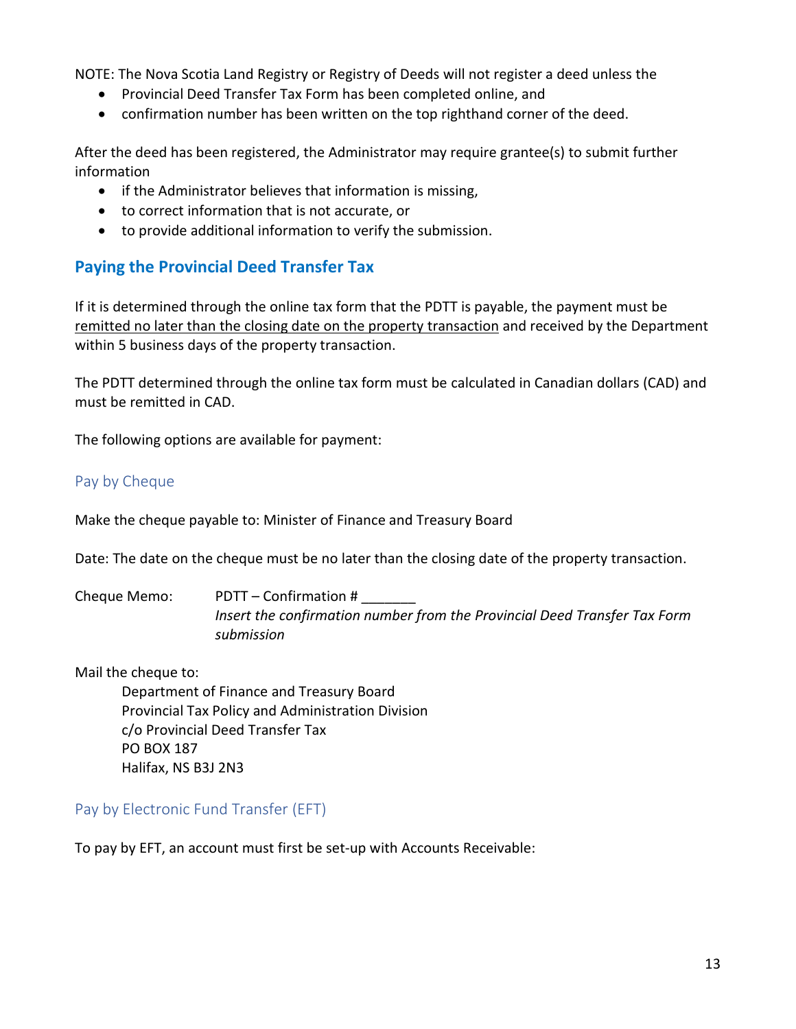NOTE: The Nova Scotia Land Registry or Registry of Deeds will not register a deed unless the

- Provincial Deed Transfer Tax Form has been completed online, and
- confirmation number has been written on the top righthand corner of the deed.

After the deed has been registered, the Administrator may require grantee(s) to submit further information

- if the Administrator believes that information is missing,
- to correct information that is not accurate, or
- to provide additional information to verify the submission.

## Paying the Provincial Deed Transfer Tax

If it is determined through the online tax form that the PDTT is payable, the payment must be remitted no later than the closing date on the property transaction and received by the Department within 5 business days of the property transaction.

The PDTT determined through the online tax form must be calculated in Canadian dollars (CAD) and must be remitted in CAD.

The following options are available for payment:

### Pay by Cheque

Make the cheque payable to: Minister of Finance and Treasury Board

Date: The date on the cheque must be no later than the closing date of the property transaction.

Cheque Memo: PDTT – Confirmation # _______
*Insert the confirmation number from the Provincial Deed Transfer Tax Form submission*

Mail the cheque to:

Department of Finance and Treasury Board
Provincial Tax Policy and Administration Division
c/o Provincial Deed Transfer Tax
PO BOX 187
Halifax, NS B3J 2N3

### Pay by Electronic Fund Transfer (EFT)

To pay by EFT, an account must first be set-up with Accounts Receivable: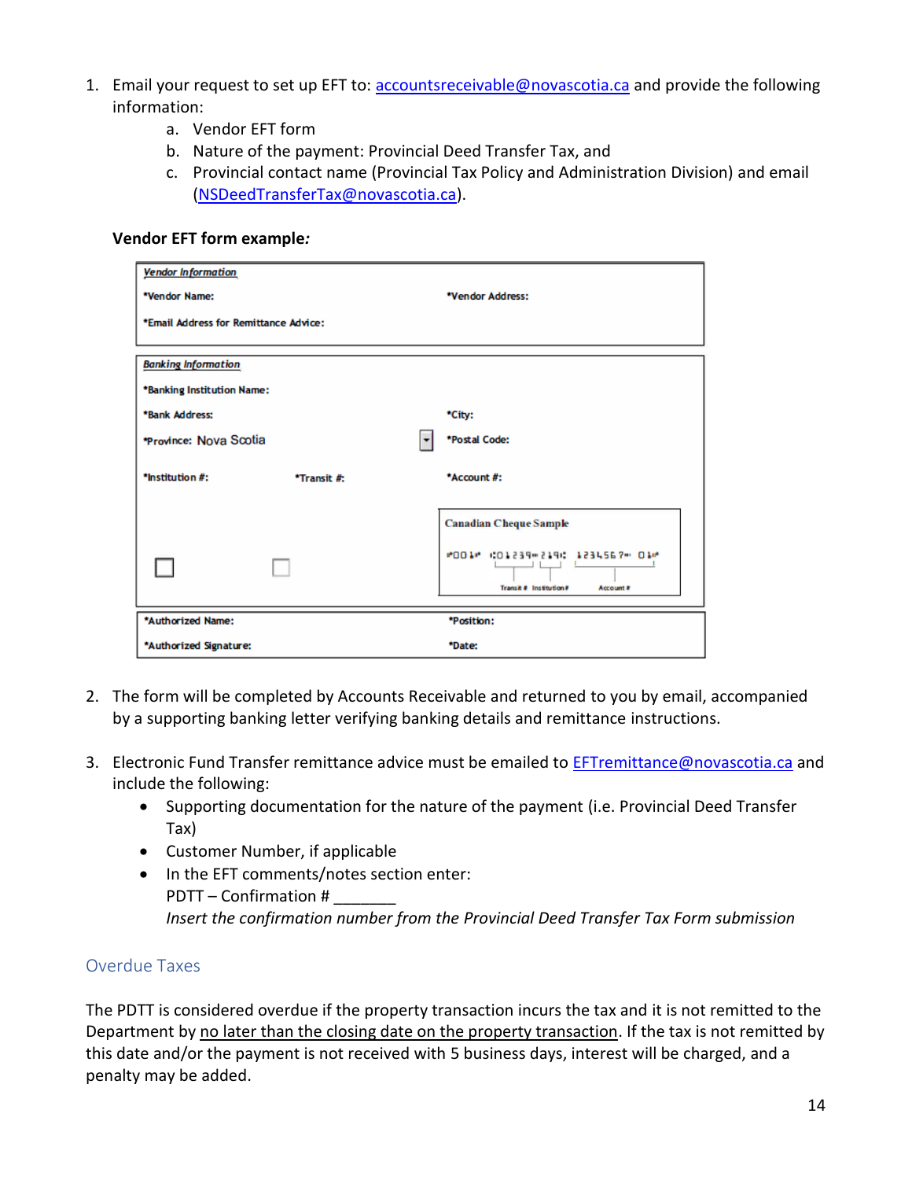1. Email your request to set up EFT to: accountsreceivable@novascotia.ca and provide the following information:
    a. Vendor EFT form
    b. Nature of the payment: Provincial Deed Transfer Tax, and
    c. Provincial contact name (Provincial Tax Policy and Administration Division) and email (NSDeedTransferTax@novascotia.ca).

**Vendor EFT form example*:***

| ***Vendor Information*** | |
|---|---|
| *Vendor Name: | *Vendor Address: |
| *Email Address for Remittance Advice: | |

| ***Banking Information*** | | |
|---|---|---|
| *Banking Institution Name: | | |
| *Bank Address: | | *City: |
| *Province: Nova Scotia | | *Postal Code: |
| *Institution #: | *Transit #: | *Account #: |

Canadian Cheque Sample

⑈001⑈ ⑆01239⑉219⑆ 1234567⑉ 01⑈

Transit # Institution# Account #

| | |
|---|---|
| *Authorized Name: | *Position: |
| *Authorized Signature: | *Date: |

2. The form will be completed by Accounts Receivable and returned to you by email, accompanied by a supporting banking letter verifying banking details and remittance instructions.

3. Electronic Fund Transfer remittance advice must be emailed to EFTremittance@novascotia.ca and include the following:
    - Supporting documentation for the nature of the payment (i.e. Provincial Deed Transfer Tax)
    - Customer Number, if applicable
    - In the EFT comments/notes section enter:
      PDTT – Confirmation # _______
      *Insert the confirmation number from the Provincial Deed Transfer Tax Form submission*

## Overdue Taxes

The PDTT is considered overdue if the property transaction incurs the tax and it is not remitted to the Department by no later than the closing date on the property transaction. If the tax is not remitted by this date and/or the payment is not received with 5 business days, interest will be charged, and a penalty may be added.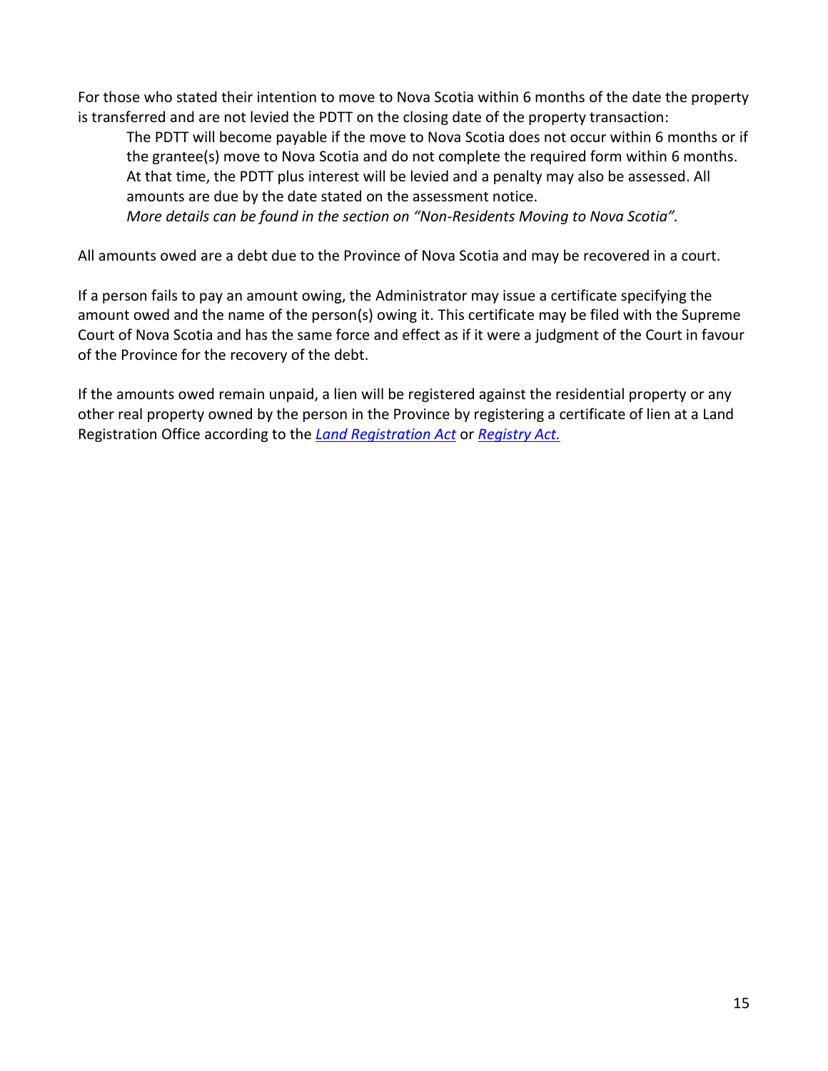For those who stated their intention to move to Nova Scotia within 6 months of the date the property is transferred and are not levied the PDTT on the closing date of the property transaction:

> The PDTT will become payable if the move to Nova Scotia does not occur within 6 months or if the grantee(s) move to Nova Scotia and do not complete the required form within 6 months. At that time, the PDTT plus interest will be levied and a penalty may also be assessed. All amounts are due by the date stated on the assessment notice.
>
> *More details can be found in the section on "Non-Residents Moving to Nova Scotia".*

All amounts owed are a debt due to the Province of Nova Scotia and may be recovered in a court.

If a person fails to pay an amount owing, the Administrator may issue a certificate specifying the amount owed and the name of the person(s) owing it. This certificate may be filed with the Supreme Court of Nova Scotia and has the same force and effect as if it were a judgment of the Court in favour of the Province for the recovery of the debt.

If the amounts owed remain unpaid, a lien will be registered against the residential property or any other real property owned by the person in the Province by registering a certificate of lien at a Land Registration Office according to the *Land Registration Act* or *Registry Act.*